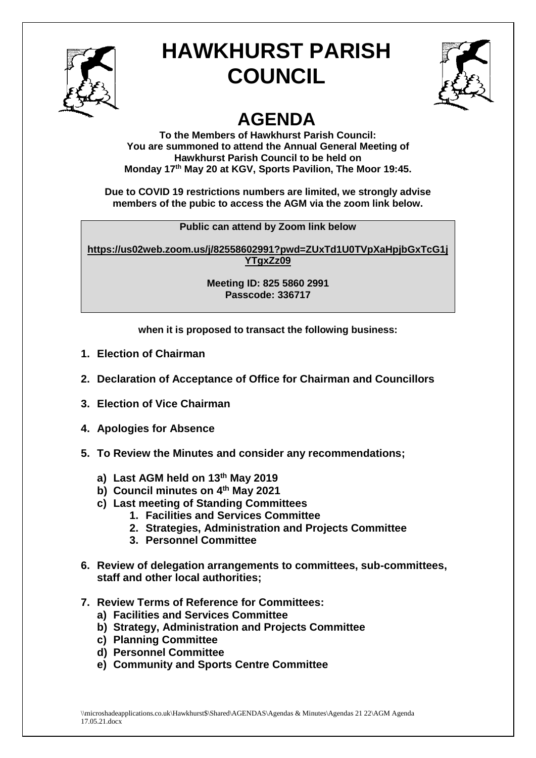# HAWKHURST PARISH COUNCIL

## AGENDA

**To the Members of Hawkhurst Parish Council:**
**You are summoned to attend the Annual General Meeting of Hawkhurst Parish Council to be held on Monday 17th May 20 at KGV, Sports Pavilion, The Moor 19:45.**

**Due to COVID 19 restrictions numbers are limited, we strongly advise members of the pubic to access the AGM via the zoom link below.**

**Public can attend by Zoom link below**

**https://us02web.zoom.us/j/82558602991?pwd=ZUxTd1U0TVpXaHpjbGxTcG1jYTgxZz09**

**Meeting ID: 825 5860 2991**
**Passcode: 336717**

**when it is proposed to transact the following business:**

1. **Election of Chairman**
2. **Declaration of Acceptance of Office for Chairman and Councillors**
3. **Election of Vice Chairman**
4. **Apologies for Absence**
5. **To Review the Minutes and consider any recommendations;**
   a) **Last AGM held on 13th May 2019**
   b) **Council minutes on 4th May 2021**
   c) **Last meeting of Standing Committees**
      1. **Facilities and Services Committee**
      2. **Strategies, Administration and Projects Committee**
      3. **Personnel Committee**
6. **Review of delegation arrangements to committees, sub-committees, staff and other local authorities;**
7. **Review Terms of Reference for Committees:**
   a) **Facilities and Services Committee**
   b) **Strategy, Administration and Projects Committee**
   c) **Planning Committee**
   d) **Personnel Committee**
   e) **Community and Sports Centre Committee**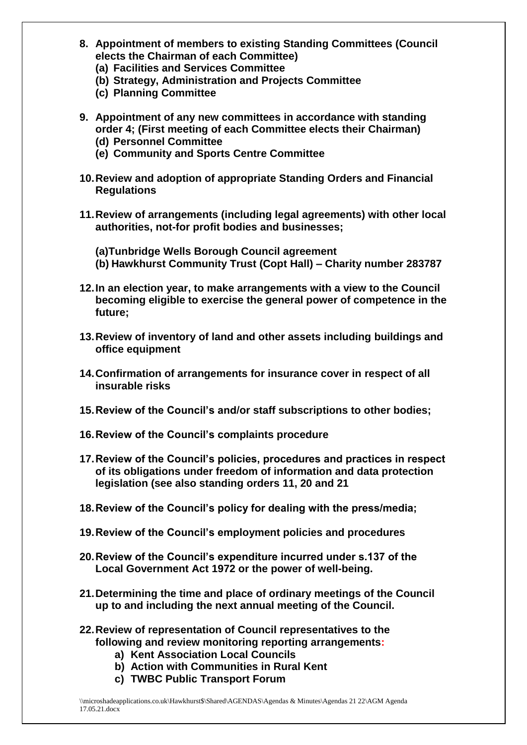8. **Appointment of members to existing Standing Committees (Council elects the Chairman of each Committee)**
   - **(a) Facilities and Services Committee**
   - **(b) Strategy, Administration and Projects Committee**
   - **(c) Planning Committee**

9. **Appointment of any new committees in accordance with standing order 4; (First meeting of each Committee elects their Chairman)**
   - **(d) Personnel Committee**
   - **(e) Community and Sports Centre Committee**

10. **Review and adoption of appropriate Standing Orders and Financial Regulations**

11. **Review of arrangements (including legal agreements) with other local authorities, not-for profit bodies and businesses;**

    **(a)Tunbridge Wells Borough Council agreement**
    **(b) Hawkhurst Community Trust (Copt Hall) – Charity number 283787**

12. **In an election year, to make arrangements with a view to the Council becoming eligible to exercise the general power of competence in the future;**

13. **Review of inventory of land and other assets including buildings and office equipment**

14. **Confirmation of arrangements for insurance cover in respect of all insurable risks**

15. **Review of the Council's and/or staff subscriptions to other bodies;**

16. **Review of the Council's complaints procedure**

17. **Review of the Council's policies, procedures and practices in respect of its obligations under freedom of information and data protection legislation (see also standing orders 11, 20 and 21**

18. **Review of the Council's policy for dealing with the press/media;**

19. **Review of the Council's employment policies and procedures**

20. **Review of the Council's expenditure incurred under s.137 of the Local Government Act 1972 or the power of well-being.**

21. **Determining the time and place of ordinary meetings of the Council up to and including the next annual meeting of the Council.**

22. **Review of representation of Council representatives to the following and review monitoring reporting arrangements:**
    - **a) Kent Association Local Councils**
    - **b) Action with Communities in Rural Kent**
    - **c) TWBC Public Transport Forum**

\\microshadeapplications.co.uk\Hawkhurst$\Shared\AGENDAS\Agendas & Minutes\Agendas 21 22\AGM Agenda 17.05.21.docx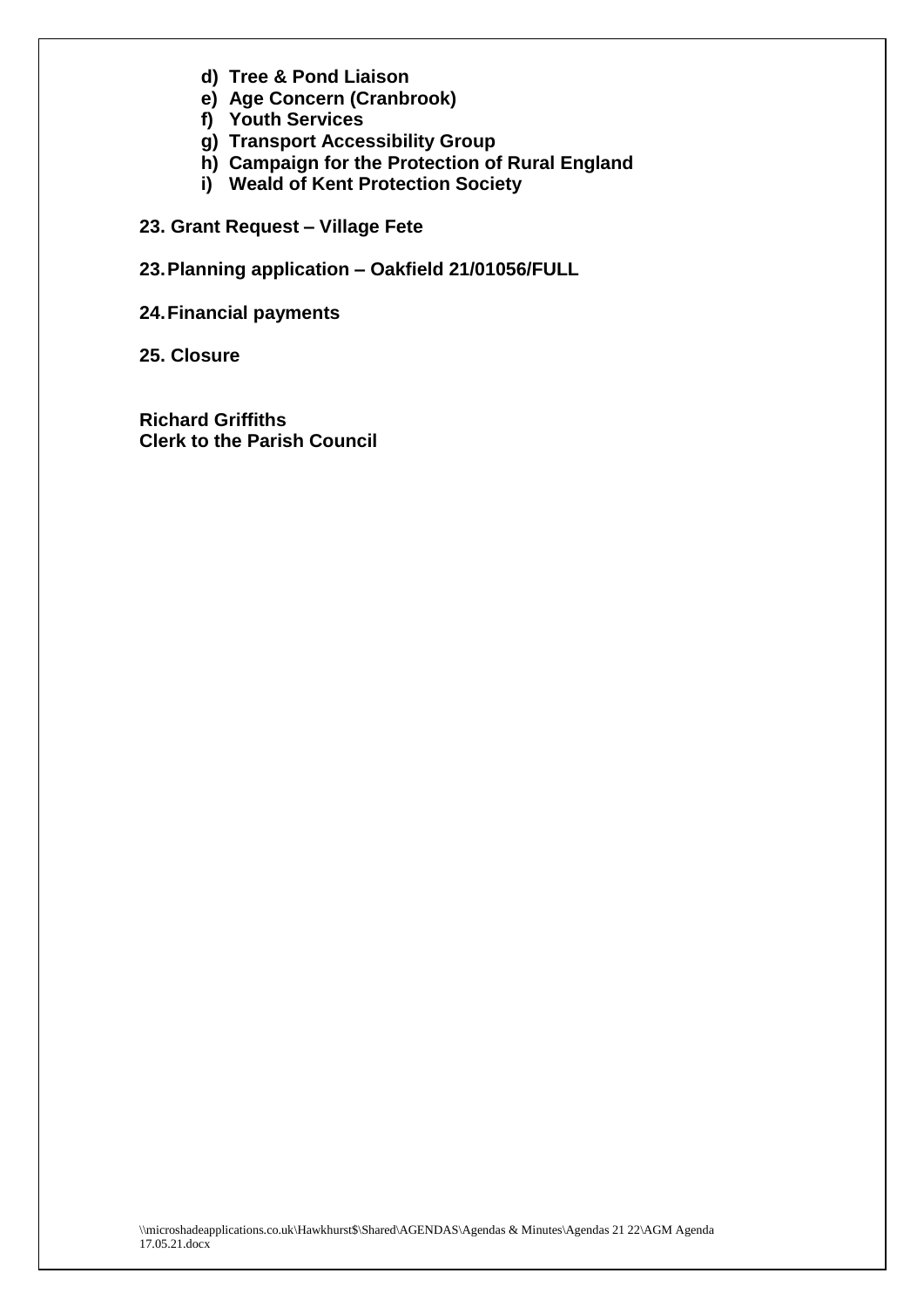- **d) Tree & Pond Liaison**
- **e) Age Concern (Cranbrook)**
- **f) Youth Services**
- **g) Transport Accessibility Group**
- **h) Campaign for the Protection of Rural England**
- **i) Weald of Kent Protection Society**

**23. Grant Request – Village Fete**

**23. Planning application – Oakfield 21/01056/FULL**

**24. Financial payments**

**25. Closure**

**Richard Griffiths**
**Clerk to the Parish Council**